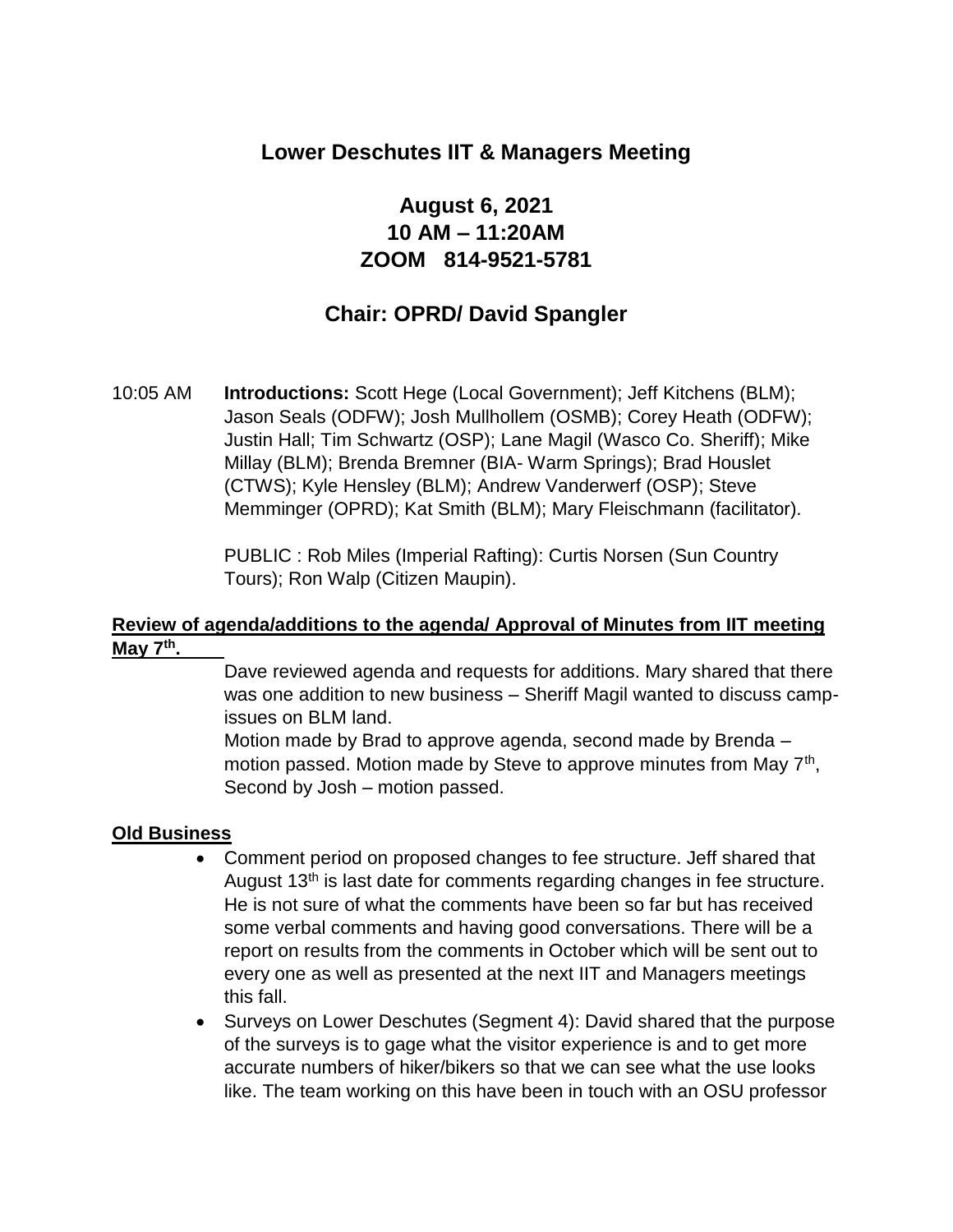## Lower Deschutes IIT & Managers Meeting

### August 6, 2021
### 10 AM – 11:20AM
### ZOOM 814-9521-5781

## Chair: OPRD/ David Spangler

10:05 AM **Introductions:** Scott Hege (Local Government); Jeff Kitchens (BLM); Jason Seals (ODFW); Josh Mullhollem (OSMB); Corey Heath (ODFW); Justin Hall; Tim Schwartz (OSP); Lane Magil (Wasco Co. Sheriff); Mike Millay (BLM); Brenda Bremner (BIA- Warm Springs); Brad Houslet (CTWS); Kyle Hensley (BLM); Andrew Vanderwerf (OSP); Steve Memminger (OPRD); Kat Smith (BLM); Mary Fleischmann (facilitator).

PUBLIC : Rob Miles (Imperial Rafting): Curtis Norsen (Sun Country Tours); Ron Walp (Citizen Maupin).

**Review of agenda/additions to the agenda/ Approval of Minutes from IIT meeting May 7th.**

Dave reviewed agenda and requests for additions. Mary shared that there was one addition to new business – Sheriff Magil wanted to discuss camp-issues on BLM land.

Motion made by Brad to approve agenda, second made by Brenda – motion passed. Motion made by Steve to approve minutes from May 7th, Second by Josh – motion passed.

**Old Business**

- Comment period on proposed changes to fee structure. Jeff shared that August 13th is last date for comments regarding changes in fee structure. He is not sure of what the comments have been so far but has received some verbal comments and having good conversations. There will be a report on results from the comments in October which will be sent out to every one as well as presented at the next IIT and Managers meetings this fall.
- Surveys on Lower Deschutes (Segment 4): David shared that the purpose of the surveys is to gage what the visitor experience is and to get more accurate numbers of hiker/bikers so that we can see what the use looks like. The team working on this have been in touch with an OSU professor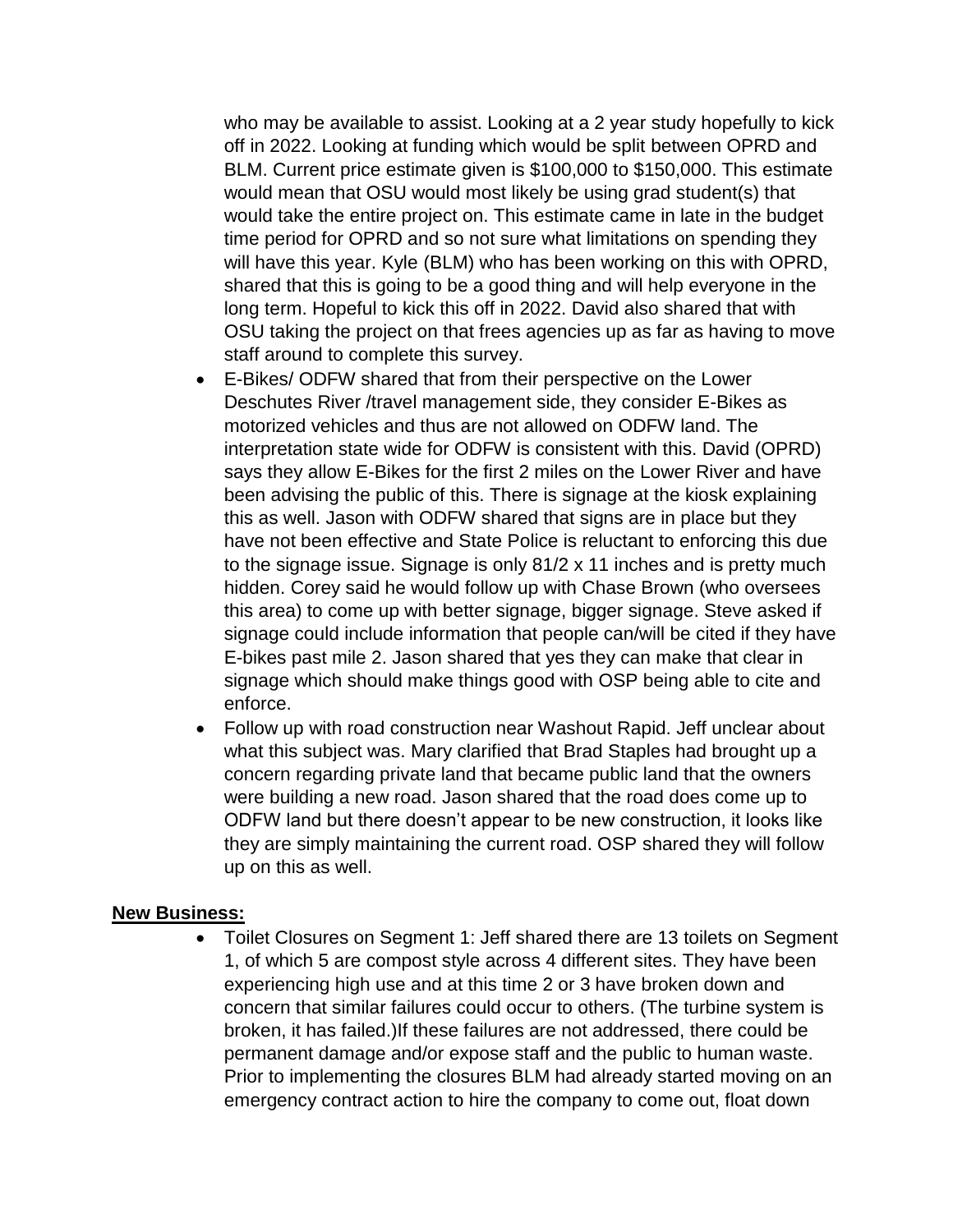who may be available to assist. Looking at a 2 year study hopefully to kick off in 2022. Looking at funding which would be split between OPRD and BLM. Current price estimate given is $100,000 to $150,000. This estimate would mean that OSU would most likely be using grad student(s) that would take the entire project on. This estimate came in late in the budget time period for OPRD and so not sure what limitations on spending they will have this year. Kyle (BLM) who has been working on this with OPRD, shared that this is going to be a good thing and will help everyone in the long term. Hopeful to kick this off in 2022. David also shared that with OSU taking the project on that frees agencies up as far as having to move staff around to complete this survey.

- E-Bikes/ ODFW shared that from their perspective on the Lower Deschutes River /travel management side, they consider E-Bikes as motorized vehicles and thus are not allowed on ODFW land. The interpretation state wide for ODFW is consistent with this. David (OPRD) says they allow E-Bikes for the first 2 miles on the Lower River and have been advising the public of this. There is signage at the kiosk explaining this as well. Jason with ODFW shared that signs are in place but they have not been effective and State Police is reluctant to enforcing this due to the signage issue. Signage is only 81/2 x 11 inches and is pretty much hidden. Corey said he would follow up with Chase Brown (who oversees this area) to come up with better signage, bigger signage. Steve asked if signage could include information that people can/will be cited if they have E-bikes past mile 2. Jason shared that yes they can make that clear in signage which should make things good with OSP being able to cite and enforce.
- Follow up with road construction near Washout Rapid. Jeff unclear about what this subject was. Mary clarified that Brad Staples had brought up a concern regarding private land that became public land that the owners were building a new road. Jason shared that the road does come up to ODFW land but there doesn't appear to be new construction, it looks like they are simply maintaining the current road. OSP shared they will follow up on this as well.

**New Business:**

- Toilet Closures on Segment 1: Jeff shared there are 13 toilets on Segment 1, of which 5 are compost style across 4 different sites. They have been experiencing high use and at this time 2 or 3 have broken down and concern that similar failures could occur to others. (The turbine system is broken, it has failed.)If these failures are not addressed, there could be permanent damage and/or expose staff and the public to human waste. Prior to implementing the closures BLM had already started moving on an emergency contract action to hire the company to come out, float down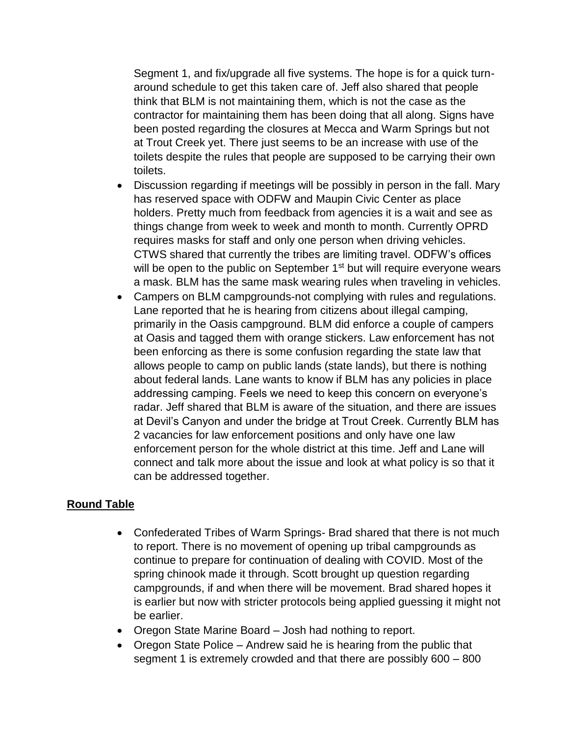Segment 1, and fix/upgrade all five systems. The hope is for a quick turn-around schedule to get this taken care of. Jeff also shared that people think that BLM is not maintaining them, which is not the case as the contractor for maintaining them has been doing that all along. Signs have been posted regarding the closures at Mecca and Warm Springs but not at Trout Creek yet. There just seems to be an increase with use of the toilets despite the rules that people are supposed to be carrying their own toilets.

- Discussion regarding if meetings will be possibly in person in the fall. Mary has reserved space with ODFW and Maupin Civic Center as place holders. Pretty much from feedback from agencies it is a wait and see as things change from week to week and month to month. Currently OPRD requires masks for staff and only one person when driving vehicles. CTWS shared that currently the tribes are limiting travel. ODFW's offices will be open to the public on September 1st but will require everyone wears a mask. BLM has the same mask wearing rules when traveling in vehicles.
- Campers on BLM campgrounds-not complying with rules and regulations. Lane reported that he is hearing from citizens about illegal camping, primarily in the Oasis campground. BLM did enforce a couple of campers at Oasis and tagged them with orange stickers. Law enforcement has not been enforcing as there is some confusion regarding the state law that allows people to camp on public lands (state lands), but there is nothing about federal lands. Lane wants to know if BLM has any policies in place addressing camping. Feels we need to keep this concern on everyone's radar. Jeff shared that BLM is aware of the situation, and there are issues at Devil's Canyon and under the bridge at Trout Creek. Currently BLM has 2 vacancies for law enforcement positions and only have one law enforcement person for the whole district at this time. Jeff and Lane will connect and talk more about the issue and look at what policy is so that it can be addressed together.

## Round Table

- Confederated Tribes of Warm Springs- Brad shared that there is not much to report. There is no movement of opening up tribal campgrounds as continue to prepare for continuation of dealing with COVID. Most of the spring chinook made it through. Scott brought up question regarding campgrounds, if and when there will be movement. Brad shared hopes it is earlier but now with stricter protocols being applied guessing it might not be earlier.
- Oregon State Marine Board – Josh had nothing to report.
- Oregon State Police – Andrew said he is hearing from the public that segment 1 is extremely crowded and that there are possibly 600 – 800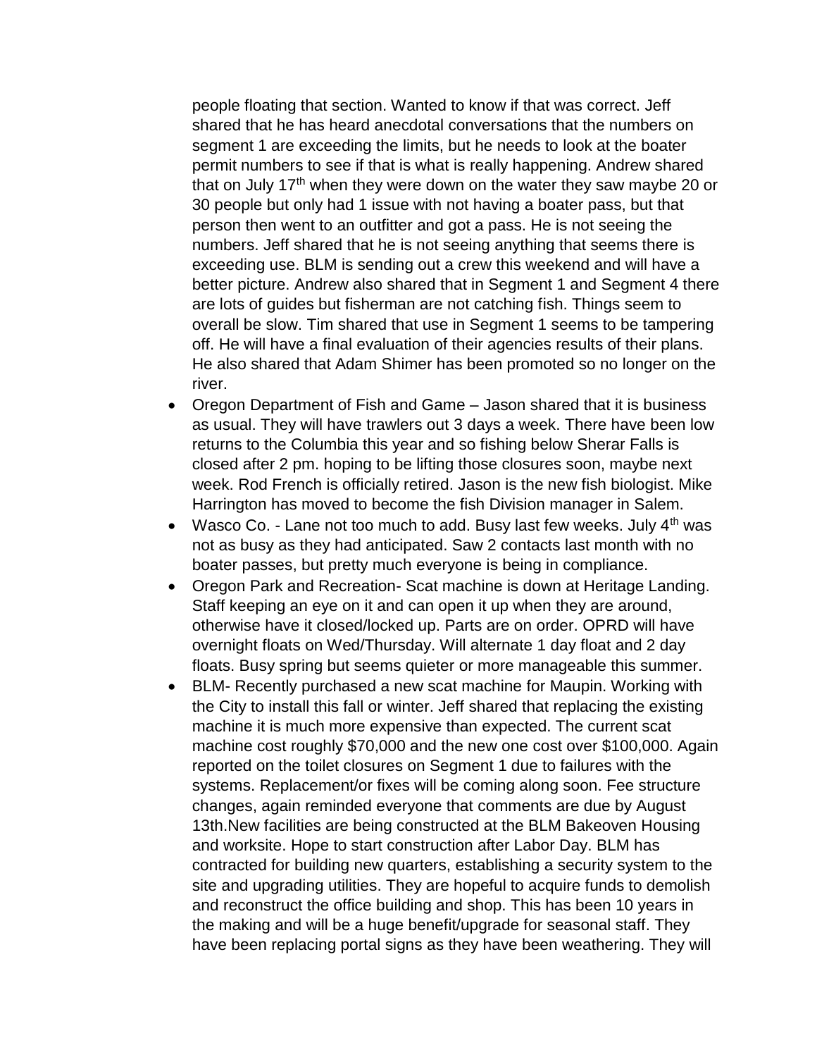people floating that section. Wanted to know if that was correct. Jeff shared that he has heard anecdotal conversations that the numbers on segment 1 are exceeding the limits, but he needs to look at the boater permit numbers to see if that is what is really happening. Andrew shared that on July 17th when they were down on the water they saw maybe 20 or 30 people but only had 1 issue with not having a boater pass, but that person then went to an outfitter and got a pass. He is not seeing the numbers. Jeff shared that he is not seeing anything that seems there is exceeding use. BLM is sending out a crew this weekend and will have a better picture. Andrew also shared that in Segment 1 and Segment 4 there are lots of guides but fisherman are not catching fish. Things seem to overall be slow. Tim shared that use in Segment 1 seems to be tampering off. He will have a final evaluation of their agencies results of their plans. He also shared that Adam Shimer has been promoted so no longer on the river.

- Oregon Department of Fish and Game – Jason shared that it is business as usual. They will have trawlers out 3 days a week. There have been low returns to the Columbia this year and so fishing below Sherar Falls is closed after 2 pm. hoping to be lifting those closures soon, maybe next week. Rod French is officially retired. Jason is the new fish biologist. Mike Harrington has moved to become the fish Division manager in Salem.
- Wasco Co. - Lane not too much to add. Busy last few weeks. July 4th was not as busy as they had anticipated. Saw 2 contacts last month with no boater passes, but pretty much everyone is being in compliance.
- Oregon Park and Recreation- Scat machine is down at Heritage Landing. Staff keeping an eye on it and can open it up when they are around, otherwise have it closed/locked up. Parts are on order. OPRD will have overnight floats on Wed/Thursday. Will alternate 1 day float and 2 day floats. Busy spring but seems quieter or more manageable this summer.
- BLM- Recently purchased a new scat machine for Maupin. Working with the City to install this fall or winter. Jeff shared that replacing the existing machine it is much more expensive than expected. The current scat machine cost roughly $70,000 and the new one cost over $100,000. Again reported on the toilet closures on Segment 1 due to failures with the systems. Replacement/or fixes will be coming along soon. Fee structure changes, again reminded everyone that comments are due by August 13th.New facilities are being constructed at the BLM Bakeoven Housing and worksite. Hope to start construction after Labor Day. BLM has contracted for building new quarters, establishing a security system to the site and upgrading utilities. They are hopeful to acquire funds to demolish and reconstruct the office building and shop. This has been 10 years in the making and will be a huge benefit/upgrade for seasonal staff. They have been replacing portal signs as they have been weathering. They will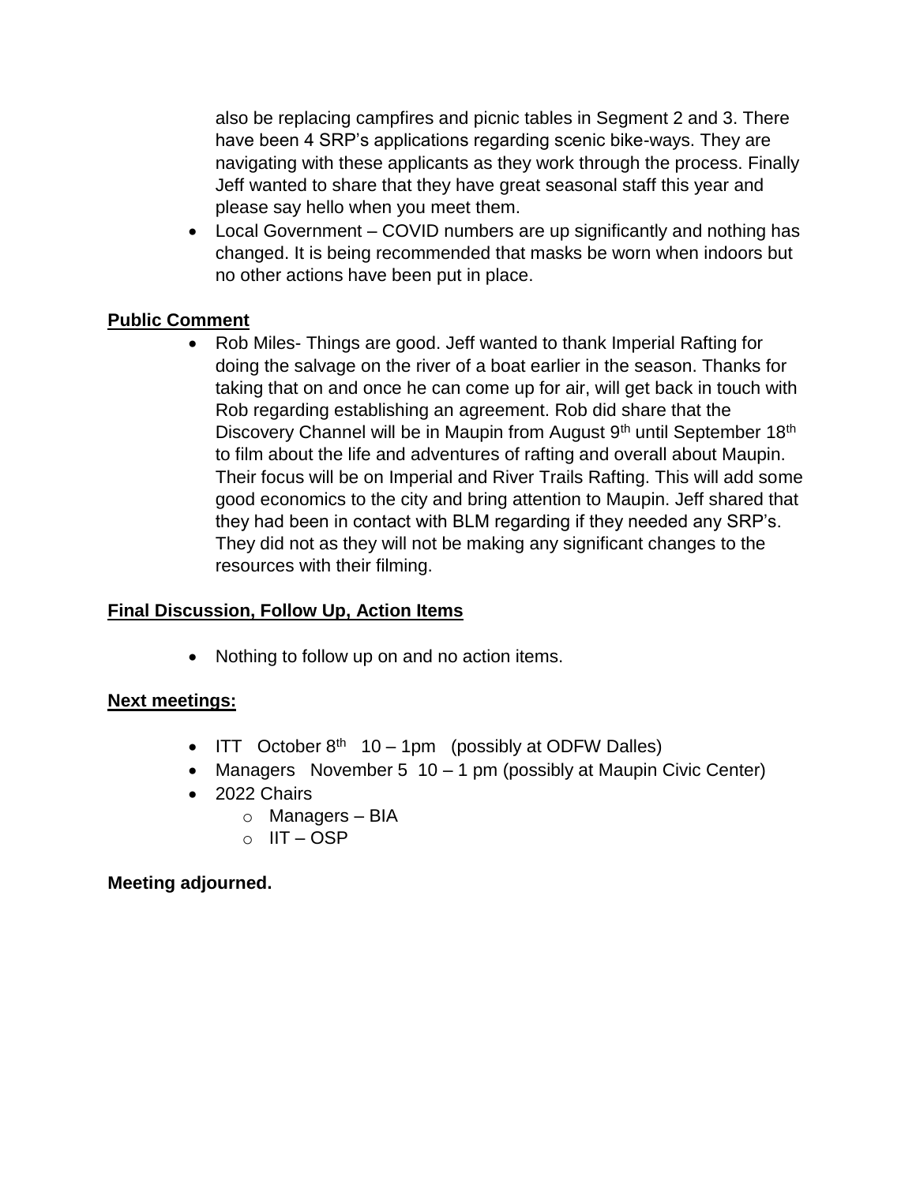also be replacing campfires and picnic tables in Segment 2 and 3. There have been 4 SRP's applications regarding scenic bike-ways. They are navigating with these applicants as they work through the process. Finally Jeff wanted to share that they have great seasonal staff this year and please say hello when you meet them.

- Local Government – COVID numbers are up significantly and nothing has changed. It is being recommended that masks be worn when indoors but no other actions have been put in place.

## Public Comment

- Rob Miles- Things are good. Jeff wanted to thank Imperial Rafting for doing the salvage on the river of a boat earlier in the season. Thanks for taking that on and once he can come up for air, will get back in touch with Rob regarding establishing an agreement. Rob did share that the Discovery Channel will be in Maupin from August 9th until September 18th to film about the life and adventures of rafting and overall about Maupin. Their focus will be on Imperial and River Trails Rafting. This will add some good economics to the city and bring attention to Maupin. Jeff shared that they had been in contact with BLM regarding if they needed any SRP's. They did not as they will not be making any significant changes to the resources with their filming.

## Final Discussion, Follow Up, Action Items

- Nothing to follow up on and no action items.

## Next meetings:

- ITT October 8th 10 – 1pm (possibly at ODFW Dalles)
- Managers November 5 10 – 1 pm (possibly at Maupin Civic Center)
- 2022 Chairs
  - Managers – BIA
  - IIT – OSP

**Meeting adjourned.**